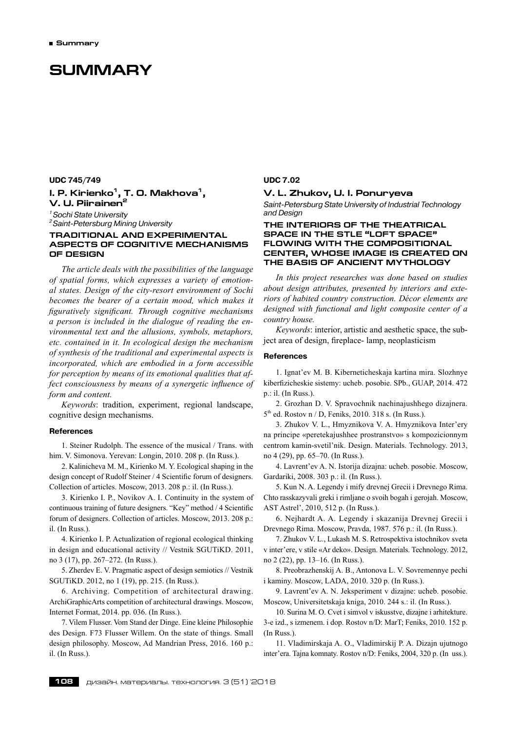# SUMMARY

**UDC 745/749**

## I. P. Kirienko[1], T. O. Makhova[1], V. U. Piirainen[2]

*[1] Sochi State University*
*[2] Saint-Petersburg Mining University*

### TRADITIONAL AND EXPERIMENTAL ASPECTS OF COGNITIVE MECHANISMS OF DESIGN

*The article deals with the possibilities of the language of spatial forms, which expresses a variety of emotional states. Design of the city-resort environment of Sochi becomes the bearer of a certain mood, which makes it figuratively significant. Through cognitive mechanisms a person is included in the dialogue of reading the environmental text and the allusions, symbols, metaphors, etc. contained in it. In ecological design the mechanism of synthesis of the traditional and experimental aspects is incorporated, which are embodied in a form accessible for perception by means of its emotional qualities that affect consciousness by means of a synergetic influence of form and content.*

*Keywords*: tradition, experiment, regional landscape, cognitive design mechanisms.

#### References

1. Steiner Rudolph. The essence of the musical / Trans. with him. V. Simonova. Yerevan: Longin, 2010. 208 p. (In Russ.).

2. Kalinicheva M. M., Kirienko M. Y. Ecological shaping in the design concept of Rudolf Steiner / 4 Scientific forum of designers. Collection of articles. Moscow, 2013. 208 p.: il. (In Russ.).

3. Kirienko I. P., Novikov A. I. Continuity in the system of continuous training of future designers. "Key" method / 4 Scientific forum of designers. Collection of articles. Moscow, 2013. 208 p.: il. (In Russ.).

4. Kirienko I. P. Actualization of regional ecological thinking in design and educational activity // Vestnik SGUTiKD. 2011, no 3 (17), pp. 267–272. (In Russ.).

5. Zherdev E. V. Pragmatic aspect of design semiotics // Vestnik SGUTiKD. 2012, no 1 (19), pp. 215. (In Russ.).

6. Archiving. Competition of architectural drawing. ArchiGraphicArts competition of architectural drawings. Moscow, Internet Format, 2014. pp. 036. (In Russ.).

7. Vilem Flusser. Vom Stand der Dinge. Eine kleine Philosophie des Design. F73 Flusser Willem. On the state of things. Small design philosophy. Moscow, Ad Mandrian Press, 2016. 160 p.: il. (In Russ.).

**UDC 7.02**

## V. L. Zhukov, U. I. Ponuryeva

*Saint-Petersburg State University of Industrial Technology and Design*

### THE INTERIORS OF THE THEATRICAL SPACE IN THE STLE "LOFT SPACE" FLOWING WITH THE COMPOSITIONAL CENTER, WHOSE IMAGE IS CREATED ON THE BASIS OF ANCIENT MYTHOLOGY

*In this project researches was done based on studies about design attributes, presented by interiors and exteriors of habited country construction. Décor elements are designed with functional and light composite center of a country house.*

*Keywords*: interior, artistic and aesthetic space, the subject area of design, fireplace- lamp, neoplasticism

#### References

1. Ignat'ev M. B. Kiberneticheskaja kartina mira. Slozhnye kiberfizicheskie sistemy: ucheb. posobie. SPb., GUAP, 2014. 472 p.: il. (In Russ.).

2. Grozhan D. V. Spravochnik nachinajushhego dizajnera. 5th ed. Rostov n / D, Feniks, 2010. 318 s. (In Russ.).

3. Zhukov V. L., Hmyznikova V. A. Hmyznikova Inter'ery na principe «peretekajushhee prostranstvo» s kompozicionnym centrom kamin-svetil'nik. Design. Materials. Technology. 2013, no 4 (29), pp. 65–70. (In Russ.).

4. Lavrent'ev A. N. Istorija dizajna: ucheb. posobie. Moscow, Gardariki, 2008. 303 p.: il. (In Russ.).

5. Kun N. A. Legendy i mify drevnej Grecii i Drevnego Rima. Chto rasskazyvali greki i rimljane o svoih bogah i gerojah. Moscow, AST Astrel', 2010, 512 p. (In Russ.).

6. Nejhardt A. A. Legendy i skazanija Drevnej Grecii i Drevnego Rima. Moscow, Pravda, 1987. 576 p.: il. (In Russ.).

7. Zhukov V. L., Lukash M. S. Retrospektiva istochnikov sveta v inter'ere, v stile «Ar deko». Design. Materials. Technology. 2012, no 2 (22), pp. 13–16. (In Russ.).

8. Preobrazhenskij A. B., Antonova L. V. Sovremennye pechi i kaminy. Moscow, LADA, 2010. 320 p. (In Russ.).

9. Lavrent'ev A. N. Jeksperiment v dizajne: ucheb. posobie. Moscow, Universitetskaja kniga, 2010. 244 s.: il. (In Russ.).

10. Surina M. O. Cvet i simvol v iskusstve, dizajne i arhitekture. 3-e izd., s izmenem. i dop. Rostov n/D: MarT; Feniks, 2010. 152 p. (In Russ.).

11. Vladimirskaja A. O., Vladimirskij P. A. Dizajn ujutnogo inter'era. Tajna komnaty. Rostov n/D: Feniks, 2004, 320 p. (In uss.).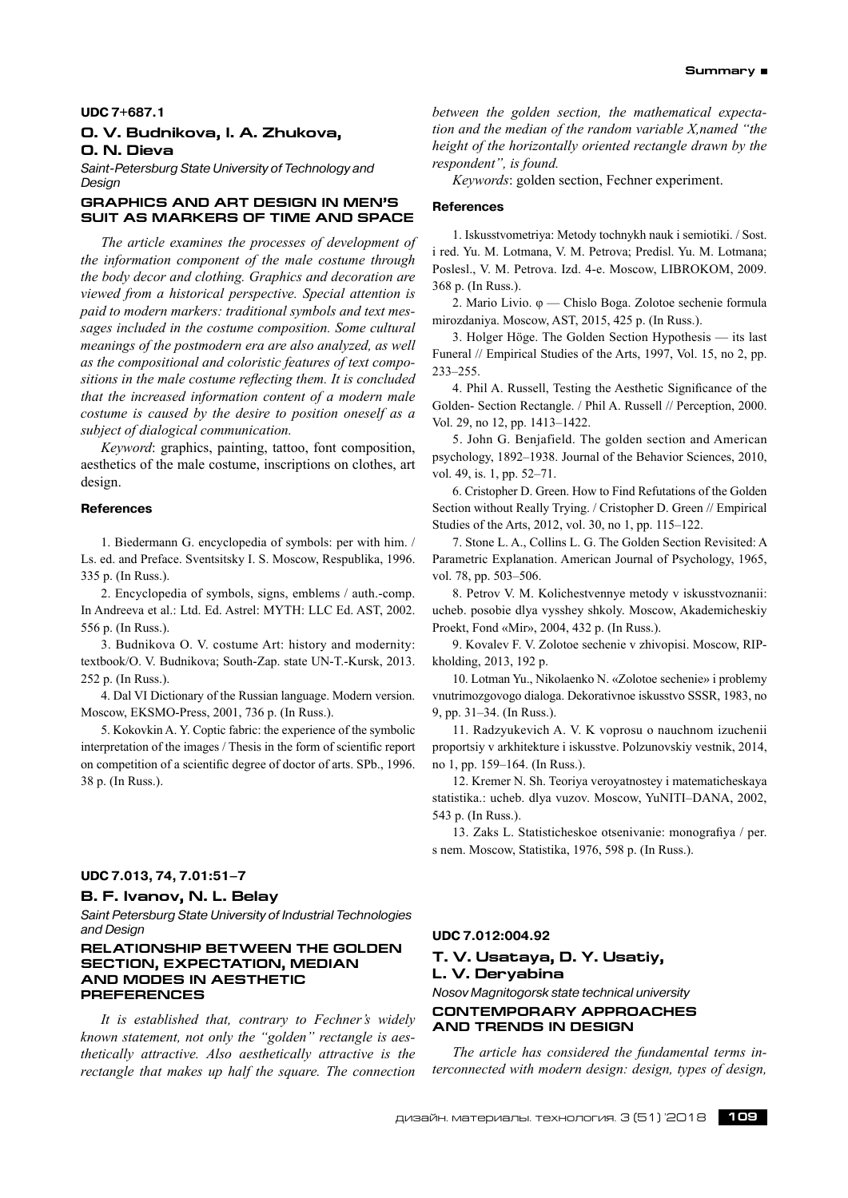**UDC 7+687.1**

## O. V. Budnikova, I. A. Zhukova, O. N. Dieva

*Saint-Petersburg State University of Technology and Design*

### GRAPHICS AND ART DESIGN IN MEN'S SUIT AS MARKERS OF TIME AND SPACE

*The article examines the processes of development of the information component of the male costume through the body decor and clothing. Graphics and decoration are viewed from a historical perspective. Special attention is paid to modern markers: traditional symbols and text messages included in the costume composition. Some cultural meanings of the postmodern era are also analyzed, as well as the compositional and coloristic features of text compositions in the male costume reflecting them. It is concluded that the increased information content of a modern male costume is caused by the desire to position oneself as a subject of dialogical communication.*

*Keyword*: graphics, painting, tattoo, font composition, aesthetics of the male costume, inscriptions on clothes, art design.

#### References

1. Biedermann G. encyclopedia of symbols: per with him. / Ls. ed. and Preface. Sventsitsky I. S. Moscow, Respublika, 1996. 335 p. (In Russ.).
2. Encyclopedia of symbols, signs, emblems / auth.-comp. In Andreeva et al.: Ltd. Ed. Astrel: MYTH: LLC Ed. AST, 2002. 556 p. (In Russ.).
3. Budnikova O. V. costume Art: history and modernity: textbook/O. V. Budnikova; South-Zap. state UN-T.-Kursk, 2013. 252 p. (In Russ.).
4. Dal VI Dictionary of the Russian language. Modern version. Moscow, EKSMO-Press, 2001, 736 p. (In Russ.).
5. Kokovkin A. Y. Coptic fabric: the experience of the symbolic interpretation of the images / Thesis in the form of scientific report on competition of a scientific degree of doctor of arts. SPb., 1996. 38 p. (In Russ.).

**UDC 7.013, 74, 7.01:51–7**

## B. F. Ivanov, N. L. Belay

*Saint Petersburg State University of Industrial Technologies and Design*

### RELATIONSHIP BETWEEN THE GOLDEN SECTION, EXPECTATION, MEDIAN AND MODES IN AESTHETIC PREFERENCES

*It is established that, contrary to Fechner's widely known statement, not only the "golden" rectangle is aesthetically attractive. Also aesthetically attractive is the rectangle that makes up half the square. The connection between the golden section, the mathematical expectation and the median of the random variable X,named "the height of the horizontally oriented rectangle drawn by the respondent", is found.*

*Keywords*: golden section, Fechner experiment.

#### References

1. Iskusstvometriya: Metody tochnykh nauk i semiotiki. / Sost. i red. Yu. M. Lotmana, V. M. Petrova; Predisl. Yu. M. Lotmana; Poslesl., V. M. Petrova. Izd. 4-e. Moscow, LIBROKOM, 2009. 368 p. (In Russ.).
2. Mario Livio. φ — Chislo Boga. Zolotoe sechenie formula mirozdaniya. Moscow, AST, 2015, 425 p. (In Russ.).
3. Holger Höge. The Golden Section Hypothesis — its last Funeral // Empirical Studies of the Arts, 1997, Vol. 15, no 2, pp. 233–255.
4. Phil A. Russell, Testing the Aesthetic Significance of the Golden- Section Rectangle. / Phil A. Russell // Perception, 2000. Vol. 29, no 12, pp. 1413–1422.
5. John G. Benjafield. The golden section and American psychology, 1892–1938. Journal of the Behavior Sciences, 2010, vol. 49, is. 1, pp. 52–71.
6. Cristopher D. Green. How to Find Refutations of the Golden Section without Really Trying. / Cristopher D. Green // Empirical Studies of the Arts, 2012, vol. 30, no 1, pp. 115–122.
7. Stone L. A., Collins L. G. The Golden Section Revisited: A Parametric Explanation. American Journal of Psychology, 1965, vol. 78, pp. 503–506.
8. Petrov V. M. Kolichestvennye metody v iskusstvoznanii: ucheb. posobie dlya vysshey shkoly. Moscow, Akademicheskiy Proekt, Fond «Mir», 2004, 432 p. (In Russ.).
9. Kovalev F. V. Zolotoe sechenie v zhivopisi. Moscow, RIP-kholding, 2013, 192 p.
10. Lotman Yu., Nikolaenko N. «Zolotoe sechenie» i problemy vnutrimozgovogo dialoga. Dekorativnoe iskusstvo SSSR, 1983, no 9, pp. 31–34. (In Russ.).
11. Radzyukevich A. V. K voprosu o nauchnom izuchenii proportsiy v arkhitekture i iskusstve. Polzunovskiy vestnik, 2014, no 1, pp. 159–164. (In Russ.).
12. Kremer N. Sh. Teoriya veroyatnostey i matematicheskaya statistika.: ucheb. dlya vuzov. Moscow, YuNITI–DANA, 2002, 543 p. (In Russ.).
13. Zaks L. Statisticheskoe otsenivanie: monografiya / per. s nem. Moscow, Statistika, 1976, 598 p. (In Russ.).

**UDC 7.012:004.92**

## T. V. Usataya, D. Y. Usatiy, L. V. Deryabina

*Nosov Magnitogorsk state technical university*

### CONTEMPORARY APPROACHES AND TRENDS IN DESIGN

*The article has considered the fundamental terms interconnected with modern design: design, types of design,*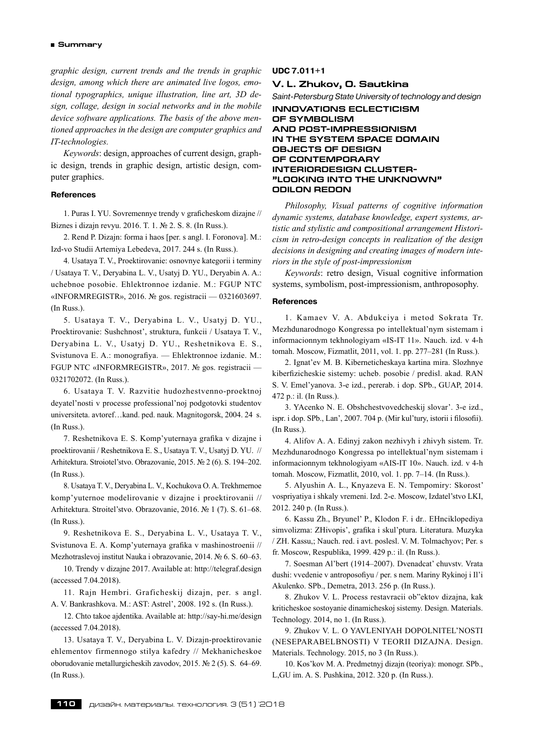*graphic design, current trends and the trends in graphic design, among which there are animated live logos, emotional typographics, unique illustration, line art, 3D design, collage, design in social networks and in the mobile device software applications. The basis of the above mentioned approaches in the design are computer graphics and IT-technologies.*

*Keywords*: design, approaches of current design, graphic design, trends in graphic design, artistic design, computer graphics.

#### References

1. Puras I. YU. Sovremennye trendy v graficheskom dizajne // Biznes i dizajn revyu. 2016. T. 1. № 2. S. 8. (In Russ.).

2. Rend P. Dizajn: forma i haos [per. s angl. I. Foronova]. M.: Izd-vo Studii Artemiya Lebedeva, 2017. 244 s. (In Russ.).

4. Usataya T. V., Proektirovanie: osnovnye kategorii i terminy / Usataya T. V., Deryabina L. V., Usatyj D. YU., Deryabin A. A.: uchebnoe posobie. Ehlektronnoe izdanie. M.: FGUP NTC «INFORMREGISTR», 2016. № gos. registracii — 0321603697. (In Russ.).

5. Usataya T. V., Deryabina L. V., Usatyj D. YU., Proektirovanie: Sushchnost', struktura, funkcii / Usataya T. V., Deryabina L. V., Usatyj D. YU., Reshetnikova E. S., Svistunova E. A.: monografiya. — Ehlektronnoe izdanie. M.: FGUP NTC «INFORMREGISTR», 2017. № gos. registracii — 0321702072. (In Russ.).

6. Usataya T. V. Razvitie hudozhestvenno-proektnoj deyatel'nosti v processe professional'noj podgotovki studentov universiteta. avtoref…kand. ped. nauk. Magnitogorsk, 2004. 24 s. (In Russ.).

7. Reshetnikova E. S. Komp'yuternaya grafika v dizajne i proektirovanii / Reshetnikova E. S., Usataya T. V., Usatyj D. YU. // Arhitektura. Stroiotel'stvo. Obrazovanie, 2015. № 2 (6). S. 194–202. (In Russ.).

8. Usataya T. V., Deryabina L. V., Kochukova O. A. Trekhmernoe komp'yuternoe modelirovanie v dizajne i proektirovanii // Arhitektura. Stroitel'stvo. Obrazovanie, 2016. № 1 (7). S. 61–68. (In Russ.).

9. Reshetnikova E. S., Deryabina L. V., Usataya T. V., Svistunova E. A. Komp'yuternaya grafika v mashinostroenii // Mezhotraslevoj institut Nauka i obrazovanie, 2014. № 6. S. 60–63.

10. Trendy v dizajne 2017. Available at: http://telegraf.design (accessed 7.04.2018).

11. Rajn Hembri. Graficheskij dizajn, per. s angl. A. V. Bankrashkova. M.: AST: Astrel', 2008. 192 s. (In Russ.).

12. Chto takoe ajdentika. Available at: http://say-hi.me/design (accessed 7.04.2018).

13. Usataya T. V., Deryabina L. V. Dizajn-proektirovanie ehlementov firmennogo stilya kafedry // Mekhanicheskoe oborudovanie metallurgicheskih zavodov, 2015. № 2 (5). S. 64–69. (In Russ.).

**UDC 7.011+1**

### V. L. Zhukov, O. Sautkina

*Saint-Petersburg State University of technology and design*

## INNOVATIONS ECLECTICISM OF SYMBOLISM AND POST-IMPRESSIONISM IN THE SYSTEM SPACE DOMAIN OBJECTS OF DESIGN OF CONTEMPORARY INTERIORDESIGN CLUSTER- "LOOKING INTO THE UNKNOWN" ODILON REDON

*Philosophy, Visual patterns of cognitive information dynamic systems, database knowledge, expert systems, artistic and stylistic and compositional arrangement Historicism in retro-design concepts in realization of the design decisions in designing and creating images of modern interiors in the style of post-impressionism*

*Keywords*: retro design, Visual cognitive information systems, symbolism, post-impressionism, anthroposophy.

#### References

1. Kamaev V. A. Abdukciya i metod Sokrata Tr. Mezhdunarodnogo Kongressa po intellektual'nym sistemam i informacionnym tekhnologiyam «IS-IT 11». Nauch. izd. v 4-h tomah. Moscow, Fizmatlit, 2011, vol. 1. pp. 277–281 (In Russ.).

2. Ignat'ev M. B. Kiberneticheskaya kartina mira. Slozhnye kiberfizicheskie sistemy: ucheb. posobie / predisl. akad. RAN S. V. Emel'yanova. 3-e izd., pererab. i dop. SPb., GUAP, 2014. 472 p.: il. (In Russ.).

3. YAcenko N. E. Obshchestvovedcheskij slovar'. 3-e izd., ispr. i dop. SPb., Lan', 2007. 704 p. (Mir kul'tury, istorii i filosofii). (In Russ.).

4. Alifov A. A. Edinyj zakon nezhivyh i zhivyh sistem. Tr. Mezhdunarodnogo Kongressa po intellektual'nym sistemam i informacionnym tekhnologiyam «AIS-IT 10». Nauch. izd. v 4-h tomah. Moscow, Fizmatlit, 2010, vol. 1. pp. 7–14. (In Russ.).

5. Alyushin A. L., Knyazeva E. N. Tempomiry: Skorost' vospriyatiya i shkaly vremeni. Izd. 2-e. Moscow, Izdatel'stvo LKI, 2012. 240 p. (In Russ.).

6. Kassu Zh., Bryunel' P., Klodon F. i dr.. EHnciklopediya simvolizma: ZHivopis', grafika i skul'ptura. Literatura. Muzyka / ZH. Kassu,; Nauch. red. i avt. poslesl. V. M. Tolmachyov; Per. s fr. Moscow, Respublika, 1999. 429 p.: il. (In Russ.).

7. Soesman Al'bert (1914–2007). Dvenadcat' chuvstv. Vrata dushi: vvedenie v antroposofiyu / per. s nem. Mariny Rykinoj i Il'i Akulenko. SPb., Demetra, 2013. 256 p. (In Russ.).

8. Zhukov V. L. Process restavracii ob"ektov dizajna, kak kriticheskoe sostoyanie dinamicheskoj sistemy. Design. Materials. Technology. 2014, no 1. (In Russ.).

9. Zhukov V. L. O YAVLENIYAH DOPOLNITEL'NOSTI (NESEPARABELBNOSTI) V TEORII DIZAJNA. Design. Materials. Technology. 2015, no 3 (In Russ.).

10. Kos'kov M. A. Predmetnyj dizajn (teoriya): monogr. SPb., L,GU im. A. S. Pushkina, 2012. 320 p. (In Russ.).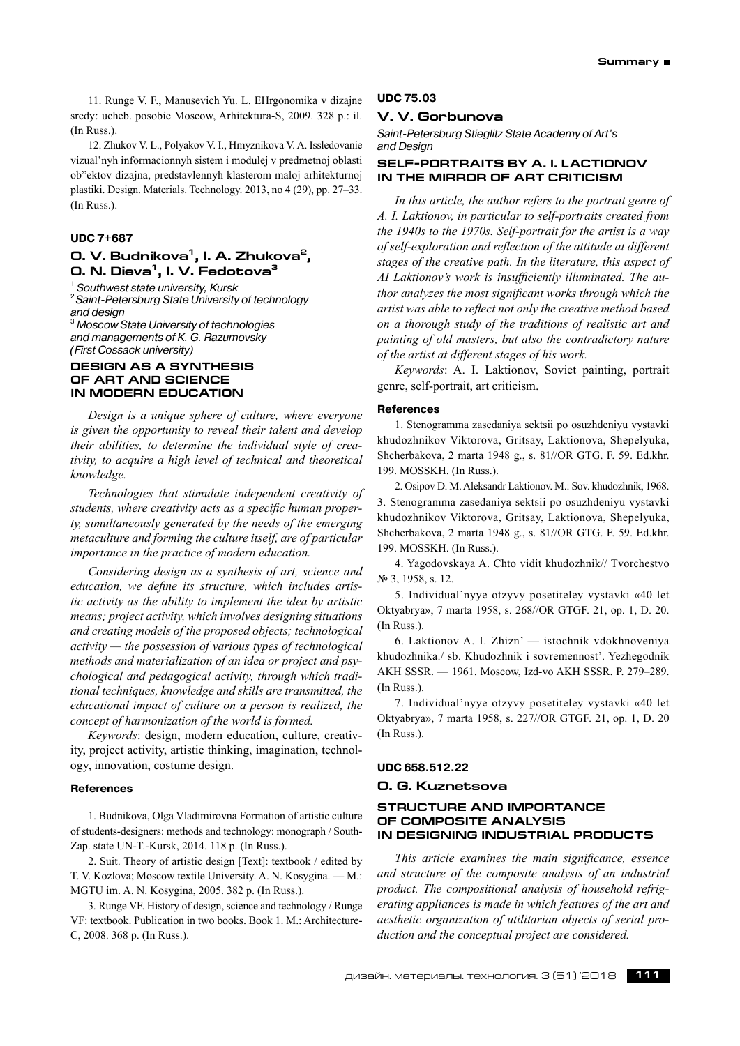11. Runge V. F., Manusevich Yu. L. EHrgonomika v dizajne sredy: ucheb. posobie Moscow, Arhitektura-S, 2009. 328 p.: il. (In Russ.).

12. Zhukov V. L., Polyakov V. I., Hmyznikova V. A. Issledovanie vizual'nyh informacionnyh sistem i modulej v predmetnoj oblasti ob"ektov dizajna, predstavlennyh klasterom maloj arhitekturnoj plastiki. Design. Materials. Technology. 2013, no 4 (29), pp. 27–33. (In Russ.).

**UDC 7+687**

## O. V. Budnikova[1], I. A. Zhukova[2], O. N. Dieva[1], I. V. Fedotova[3]

[1] *Southwest state university, Kursk*
[2] *Saint-Petersburg State University of technology and design*
[3] *Moscow State University of technologies and managements of K. G. Razumovsky (First Cossack university)*

### DESIGN AS A SYNTHESIS OF ART AND SCIENCE IN MODERN EDUCATION

*Design is a unique sphere of culture, where everyone is given the opportunity to reveal their talent and develop their abilities, to determine the individual style of creativity, to acquire a high level of technical and theoretical knowledge.*

*Technologies that stimulate independent creativity of students, where creativity acts as a specific human property, simultaneously generated by the needs of the emerging metaculture and forming the culture itself, are of particular importance in the practice of modern education.*

*Considering design as a synthesis of art, science and education, we define its structure, which includes artistic activity as the ability to implement the idea by artistic means; project activity, which involves designing situations and creating models of the proposed objects; technological activity — the possession of various types of technological methods and materialization of an idea or project and psychological and pedagogical activity, through which traditional techniques, knowledge and skills are transmitted, the educational impact of culture on a person is realized, the concept of harmonization of the world is formed.*

*Keywords*: design, modern education, culture, creativity, project activity, artistic thinking, imagination, technology, innovation, costume design.

#### References

1. Budnikova, Olga Vladimirovna Formation of artistic culture of students-designers: methods and technology: monograph / South-Zap. state UN-T.-Kursk, 2014. 118 p. (In Russ.).

2. Suit. Theory of artistic design [Text]: textbook / edited by T. V. Kozlova; Moscow textile University. A. N. Kosygina. — M.: MGTU im. A. N. Kosygina, 2005. 382 p. (In Russ.).

3. Runge VF. History of design, science and technology / Runge VF: textbook. Publication in two books. Book 1. M.: Architecture-C, 2008. 368 p. (In Russ.).

**UDC 75.03**

## V. V. Gorbunova

*Saint-Petersburg Stieglitz State Academy of Art's and Design*

### SELF-PORTRAITS BY A. I. LACTIONOV IN THE MIRROR OF ART CRITICISM

*In this article, the author refers to the portrait genre of A. I. Laktionov, in particular to self-portraits created from the 1940s to the 1970s. Self-portrait for the artist is a way of self-exploration and reflection of the attitude at different stages of the creative path. In the literature, this aspect of AI Laktionov's work is insufficiently illuminated. The author analyzes the most significant works through which the artist was able to reflect not only the creative method based on a thorough study of the traditions of realistic art and painting of old masters, but also the contradictory nature of the artist at different stages of his work.*

*Keywords*: A. I. Laktionov, Soviet painting, portrait genre, self-portrait, art criticism.

#### References

1. Stenogramma zasedaniya sektsii po osuzhdeniyu vystavki khudozhnikov Viktorova, Gritsay, Laktionova, Shepelyuka, Shcherbakova, 2 marta 1948 g., s. 81//OR GTG. F. 59. Ed.khr. 199. MOSSKH. (In Russ.).

2. Osipov D. M. Aleksandr Laktionov. M.: Sov. khudozhnik, 1968.

3. Stenogramma zasedaniya sektsii po osuzhdeniyu vystavki khudozhnikov Viktorova, Gritsay, Laktionova, Shepelyuka, Shcherbakova, 2 marta 1948 g., s. 81//OR GTG. F. 59. Ed.khr. 199. MOSSKH. (In Russ.).

4. Yagodovskaya A. Chto vidit khudozhnik// Tvorchestvo № 3, 1958, s. 12.

5. Individual'nyye otzyvy posetiteley vystavki «40 let Oktyabrya», 7 marta 1958, s. 268//OR GTGF. 21, op. 1, D. 20. (In Russ.).

6. Laktionov A. I. Zhizn' — istochnik vdokhnoveniya khudozhnika./ sb. Khudozhnik i sovremennost'. Yezhegodnik AKH SSSR. — 1961. Moscow, Izd-vo AKH SSSR. P. 279–289. (In Russ.).

7. Individual'nyye otzyvy posetiteley vystavki «40 let Oktyabrya», 7 marta 1958, s. 227//OR GTGF. 21, op. 1, D. 20 (In Russ.).

**UDC 658.512.22**

## O. G. Kuznetsova

### STRUCTURE AND IMPORTANCE OF COMPOSITE ANALYSIS IN DESIGNING INDUSTRIAL PRODUCTS

*This article examines the main significance, essence and structure of the composite analysis of an industrial product. The compositional analysis of household refrigerating appliances is made in which features of the art and aesthetic organization of utilitarian objects of serial production and the conceptual project are considered.*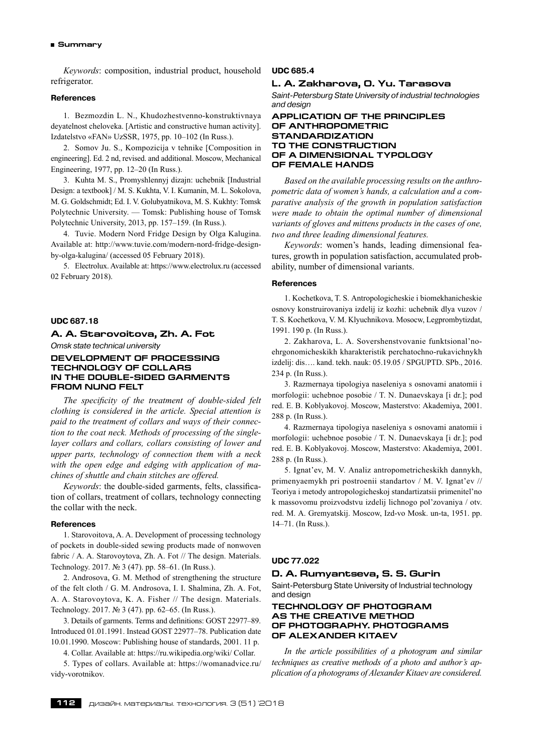*Keywords*: composition, industrial product, household refrigerator.

#### References

1. Bezmozdin L. N., Khudozhestvenno-konstruktivnaya deyatelnost cheloveka. [Artistic and constructive human activity]. Izdatelstvo «FAN» UzSSR, 1975, pp. 10–102 (In Russ.).

2. Somov Ju. S., Kompozicija v tehnike [Composition in engineering]. Ed. 2 nd, revised. and additional. Moscow, Mechanical Engineering, 1977, pp. 12–20 (In Russ.).

3. Kuhta M. S., Promyshlennyj dizajn: uchebnik [Industrial Design: a textbook] / M. S. Kukhta, V. I. Kumanin, M. L. Sokolova, M. G. Goldschmidt; Ed. I. V. Golubyatnikova, M. S. Kukhty: Tomsk Polytechnic University. — Tomsk: Publishing house of Tomsk Polytechnic University, 2013, pp. 157–159. (In Russ.).

4. Tuvie. Modern Nord Fridge Design by Olga Kalugina. Available at: http://www.tuvie.com/modern-nord-fridge-design-by-olga-kalugina/ (accessed 05 February 2018).

5. Electrolux. Available at: https://www.electrolux.ru (accessed 02 February 2018).

#### UDC 687.18

### A. A. Starovoitova, Zh. A. Fot

*Omsk state technical university*

## DEVELOPMENT OF PROCESSING TECHNOLOGY OF COLLARS IN THE DOUBLE-SIDED GARMENTS FROM NUNO FELT

*The specificity of the treatment of double-sided felt clothing is considered in the article. Special attention is paid to the treatment of collars and ways of their connection to the coat neck. Methods of processing of the single-layer collars and collars, collars consisting of lower and upper parts, technology of connection them with a neck with the open edge and edging with application of machines of shuttle and chain stitches are offered.*

*Keywords*: the double-sided garments, felts, classification of collars, treatment of collars, technology connecting the collar with the neck.

#### References

1. Starovoitova, A. A. Development of processing technology of pockets in double-sided sewing products made of nonwoven fabric / A. A. Starovoytova, Zh. A. Fot // The design. Materials. Technology. 2017. № 3 (47). pp. 58–61. (In Russ.).

2. Androsova, G. M. Method of strengthening the structure of the felt cloth / G. M. Androsova, I. I. Shalmina, Zh. A. Fot, A. A. Starovoytova, K. A. Fisher // The design. Materials. Technology. 2017. № 3 (47). pp. 62–65. (In Russ.).

3. Details of garments. Terms and definitions: GOST 22977–89. Introduced 01.01.1991. Instead GOST 22977–78. Publication date 10.01.1990. Moscow: Publishing house of standards, 2001. 11 p.

4. Collar. Available at: https://ru.wikipedia.org/wiki/ Collar.

5. Types of collars. Available at: https://womanadvice.ru/vidy-vorotnikov.

#### UDC 685.4

### L. A. Zakharova, O. Yu. Tarasova

*Saint-Petersburg State University of industrial technologies and design*

## APPLICATION OF THE PRINCIPLES OF ANTHROPOMETRIC STANDARDIZATION TO THE CONSTRUCTION OF A DIMENSIONAL TYPOLOGY OF FEMALE HANDS

*Based on the available processing results on the anthropometric data of women's hands, a calculation and a comparative analysis of the growth in population satisfaction were made to obtain the optimal number of dimensional variants of gloves and mittens products in the cases of one, two and three leading dimensional features.*

*Keywords*: women's hands, leading dimensional features, growth in population satisfaction, accumulated probability, number of dimensional variants.

#### References

1. Kochetkova, T. S. Antropologicheskie i biomekhanicheskie osnovy konstruirovaniya izdelij iz kozhi: uchebnik dlya vuzov / T. S. Kochetkova, V. M. Klyuchnikova. Mosocw, Legprombytizdat, 1991. 190 p. (In Russ.).

2. Zakharova, L. A. Sovershenstvovanie funktsional'no-ehrgonomicheskikh kharakteristik perchatochno-rukavichnykh izdelij: dis…. kand. tekh. nauk: 05.19.05 / SPGUPTD. SPb., 2016. 234 p. (In Russ.).

3. Razmernaya tipologiya naseleniya s osnovami anatomii i morfologii: uchebnoe posobie / T. N. Dunaevskaya [i dr.]; pod red. E. B. Koblyakovoj. Moscow, Masterstvo: Akademiya, 2001. 288 p. (In Russ.).

4. Razmernaya tipologiya naseleniya s osnovami anatomii i morfologii: uchebnoe posobie / T. N. Dunaevskaya [i dr.]; pod red. E. B. Koblyakovoj. Moscow, Masterstvo: Akademiya, 2001. 288 p. (In Russ.).

5. Ignat'ev, M. V. Analiz antropometricheskikh dannykh, primenyaemykh pri postroenii standartov / M. V. Ignat'ev // Teoriya i metody antropologicheskoj standartizatsii primenitel'no k massovomu proizvodstvu izdelij lichnogo pol'zovaniya / otv. red. M. A. Gremyatskij. Moscow, Izd-vo Mosk. un-ta, 1951. pp. 14–71. (In Russ.).

#### UDC 77.022

### D. A. Rumyantseva, S. S. Gurin

Saint-Petersburg State University of Industrial technology and design

## TECHNOLOGY OF PHOTOGRAM AS THE CREATIVE METHOD OF PHOTOGRAPHY. PHOTOGRAMS OF ALEXANDER KITAEV

*In the article possibilities of a photogram and similar techniques as creative methods of a photo and author's application of a photograms of Alexander Kitaev are considered.*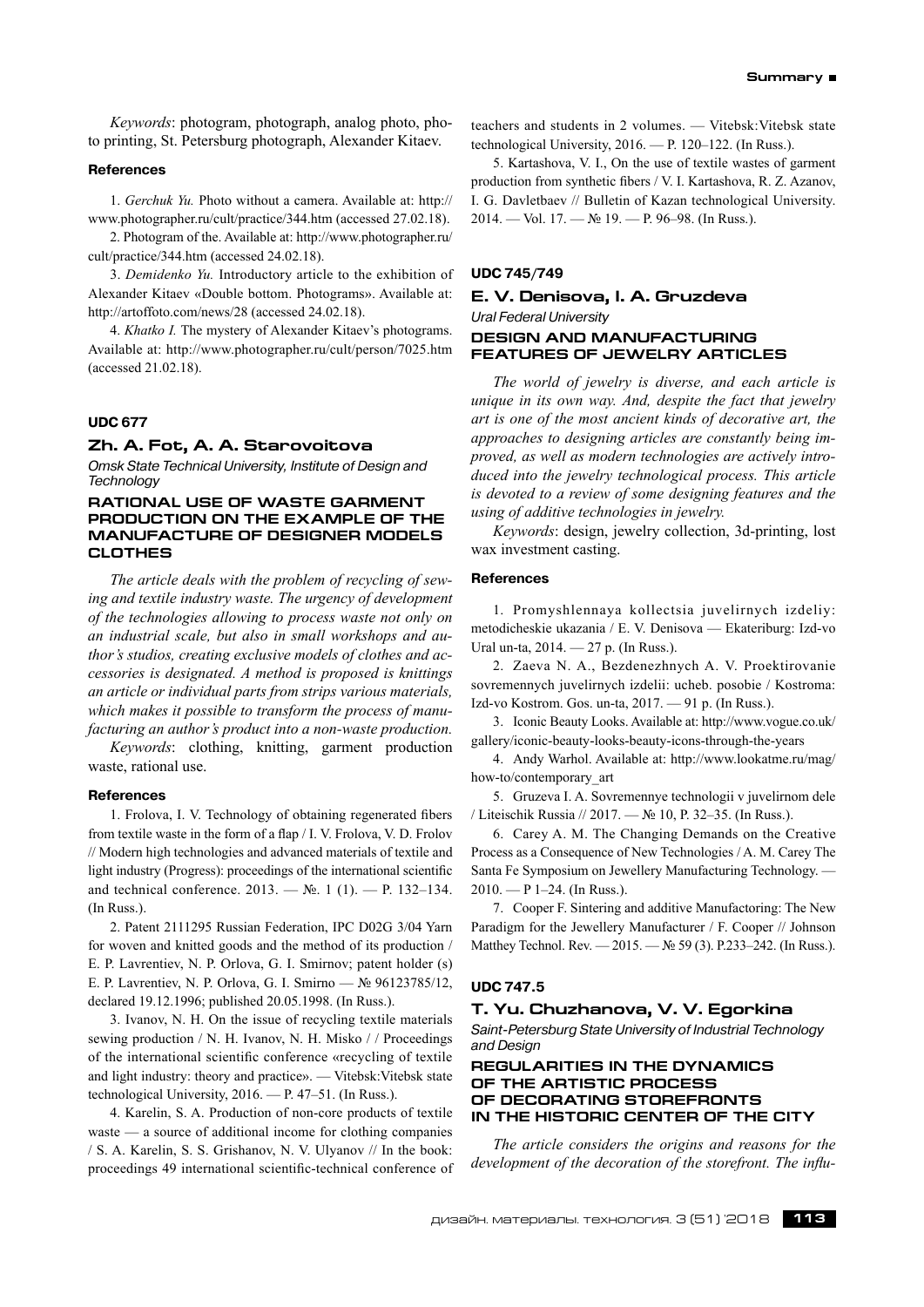*Keywords*: photogram, photograph, analog photo, photo printing, St. Petersburg photograph, Alexander Kitaev.

#### References

1. *Gerchuk Yu.* Photo without a camera. Available at: http://www.photographer.ru/cult/practice/344.htm (accessed 27.02.18).

2. Photogram of the. Available at: http://www.photographer.ru/cult/practice/344.htm (accessed 24.02.18).

3. *Demidenko Yu.* Introductory article to the exhibition of Alexander Kitaev «Double bottom. Photograms». Available at: http://artoffoto.com/news/28 (accessed 24.02.18).

4. *Khatko I.* The mystery of Alexander Kitaev's photograms. Available at: http://www.photographer.ru/cult/person/7025.htm (accessed 21.02.18).

#### UDC 677

### Zh. A. Fot, A. A. Starovoitova

*Omsk State Technical University, Institute of Design and Technology*

## RATIONAL USE OF WASTE GARMENT PRODUCTION ON THE EXAMPLE OF THE MANUFACTURE OF DESIGNER MODELS CLOTHES

*The article deals with the problem of recycling of sewing and textile industry waste. The urgency of development of the technologies allowing to process waste not only on an industrial scale, but also in small workshops and author's studios, creating exclusive models of clothes and accessories is designated. A method is proposed is knittings an article or individual parts from strips various materials, which makes it possible to transform the process of manufacturing an author's product into a non-waste production.*

*Keywords*: clothing, knitting, garment production waste, rational use.

#### References

1. Frolova, I. V. Technology of obtaining regenerated fibers from textile waste in the form of a flap / I. V. Frolova, V. D. Frolov // Modern high technologies and advanced materials of textile and light industry (Progress): proceedings of the international scientific and technical conference. 2013. — №. 1 (1). — P. 132–134. (In Russ.).

2. Patent 2111295 Russian Federation, IPC D02G 3/04 Yarn for woven and knitted goods and the method of its production / E. P. Lavrentiev, N. P. Orlova, G. I. Smirnov; patent holder (s) E. P. Lavrentiev, N. P. Orlova, G. I. Smirno — № 96123785/12, declared 19.12.1996; published 20.05.1998. (In Russ.).

3. Ivanov, N. H. On the issue of recycling textile materials sewing production / N. H. Ivanov, N. H. Misko / / Proceedings of the international scientific conference «recycling of textile and light industry: theory and practice». — Vitebsk:Vitebsk state technological University, 2016. — P. 47–51. (In Russ.).

4. Karelin, S. A. Production of non-core products of textile waste — a source of additional income for clothing companies / S. A. Karelin, S. S. Grishanov, N. V. Ulyanov // In the book: proceedings 49 international scientific-technical conference of teachers and students in 2 volumes. — Vitebsk:Vitebsk state technological University, 2016. — P. 120–122. (In Russ.).

5. Kartashova, V. I., On the use of textile wastes of garment production from synthetic fibers / V. I. Kartashova, R. Z. Azanov, I. G. Davletbaev // Bulletin of Kazan technological University. 2014. — Vol. 17. — № 19. — P. 96–98. (In Russ.).

#### UDC 745/749

### E. V. Denisova, I. A. Gruzdeva

*Ural Federal University*

## DESIGN AND MANUFACTURING FEATURES OF JEWELRY ARTICLES

*The world of jewelry is diverse, and each article is unique in its own way. And, despite the fact that jewelry art is one of the most ancient kinds of decorative art, the approaches to designing articles are constantly being improved, as well as modern technologies are actively introduced into the jewelry technological process. This article is devoted to a review of some designing features and the using of additive technologies in jewelry.*

*Keywords*: design, jewelry collection, 3d-printing, lost wax investment casting.

#### References

1. Promyshlennaya kollectsia juvelirnych izdeliy: metodicheskie ukazania / E. V. Denisova — Ekateriburg: Izd-vo Ural un-ta, 2014. — 27 p. (In Russ.).

2. Zaeva N. A., Bezdenezhnych A. V. Proektirovanie sovremennych juvelirnych izdelii: ucheb. posobie / Kostroma: Izd-vo Kostrom. Gos. un-ta, 2017. — 91 p. (In Russ.).

3. Iconic Beauty Looks. Available at: http://www.vogue.co.uk/gallery/iconic-beauty-looks-beauty-icons-through-the-years

4. Andy Warhol. Available at: http://www.lookatme.ru/mag/how-to/contemporary_art

5. Gruzeva I. A. Sovremennye technologii v juvelirnom dele / Liteischik Russia // 2017. — № 10, P. 32–35. (In Russ.).

6. Carey A. M. The Changing Demands on the Creative Process as a Consequence of New Technologies / A. M. Carey The Santa Fe Symposium on Jewellery Manufacturing Technology. — 2010. — P 1–24. (In Russ.).

7. Cooper F. Sintering and additive Manufactoring: The New Paradigm for the Jewellery Manufacturer / F. Cooper // Johnson Matthey Technol. Rev. — 2015. — № 59 (3). P.233–242. (In Russ.).

#### UDC 747.5

### T. Yu. Chuzhanova, V. V. Egorkina

*Saint-Petersburg State University of Industrial Technology and Design*

## REGULARITIES IN THE DYNAMICS OF THE ARTISTIC PROCESS OF DECORATING STOREFRONTS IN THE HISTORIC CENTER OF THE CITY

*The article considers the origins and reasons for the development of the decoration of the storefront. The influ-*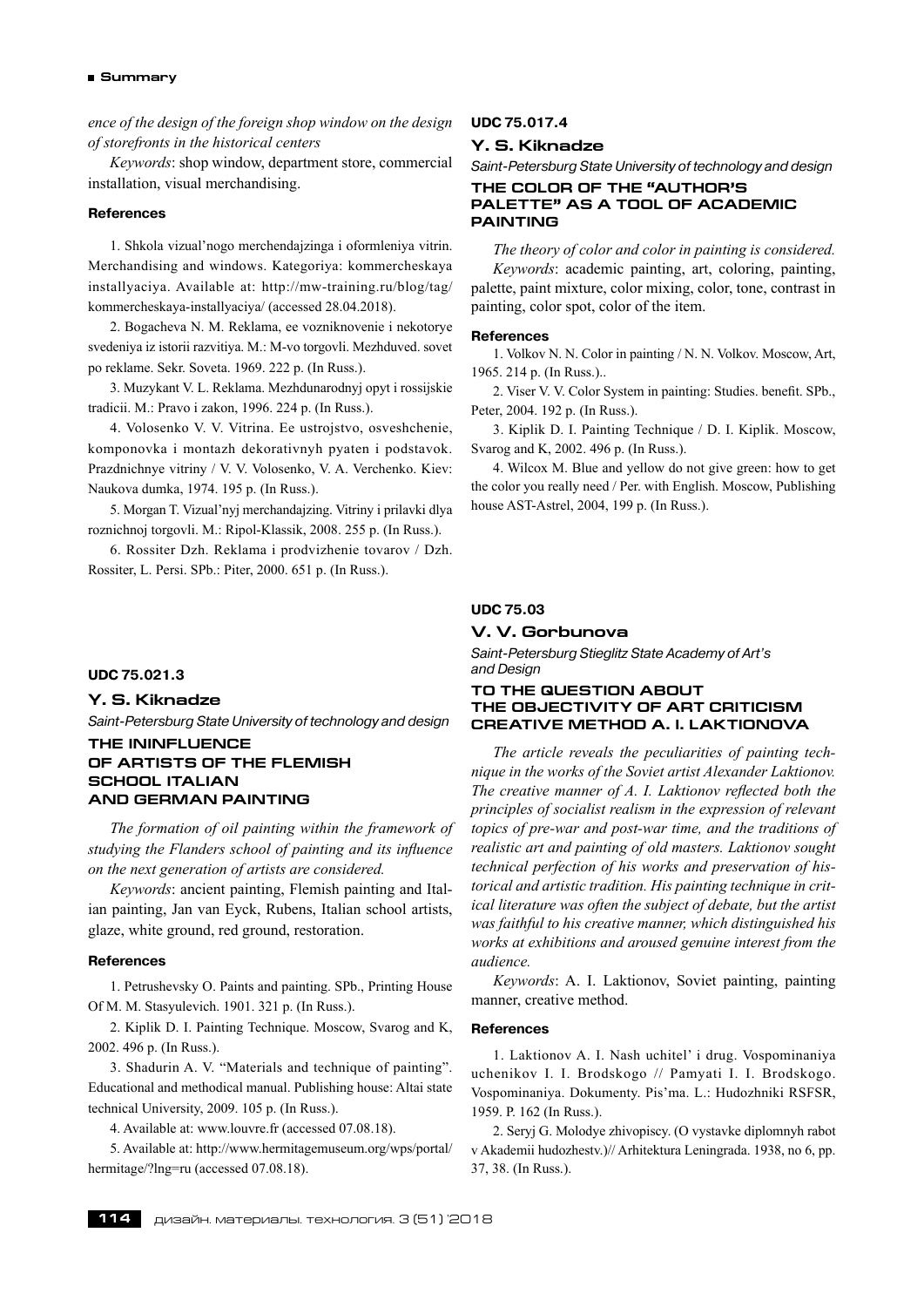*ence of the design of the foreign shop window on the design of storefronts in the historical centers*

*Keywords*: shop window, department store, commercial installation, visual merchandising.

#### References

1. Shkola vizual'nogo merchendajzinga i oformleniya vitrin. Merchandising and windows. Kategoriya: kommercheskaya installyaciya. Available at: http://mw-training.ru/blog/tag/kommercheskaya-installyaciya/ (accessed 28.04.2018).

2. Bogacheva N. M. Reklama, ee vozniknovenie i nekotorye svedeniya iz istorii razvitiya. M.: M-vo torgovli. Mezhduved. sovet po reklame. Sekr. Soveta. 1969. 222 p. (In Russ.).

3. Muzykant V. L. Reklama. Mezhdunarodnyj opyt i rossijskie tradicii. M.: Pravo i zakon, 1996. 224 p. (In Russ.).

4. Volosenko V. V. Vitrina. Ee ustrojstvo, osveshchenie, komponovka i montazh dekorativnyh pyaten i podstavok. Prazdnichnye vitriny / V. V. Volosenko, V. A. Verchenko. Kiev: Naukova dumka, 1974. 195 p. (In Russ.).

5. Morgan T. Vizual'nyj merchandajzing. Vitriny i prilavki dlya roznichnoj torgovli. M.: Ripol-Klassik, 2008. 255 p. (In Russ.).

6. Rossiter Dzh. Reklama i prodvizhenie tovarov / Dzh. Rossiter, L. Persi. SPb.: Piter, 2000. 651 p. (In Russ.).

**UDC 75.021.3**

### Y. S. Kiknadze

*Saint-Petersburg State University of technology and design*

## THE ININFLUENCE OF ARTISTS OF THE FLEMISH SCHOOL ITALIAN AND GERMAN PAINTING

*The formation of oil painting within the framework of studying the Flanders school of painting and its influence on the next generation of artists are considered.*

*Keywords*: ancient painting, Flemish painting and Italian painting, Jan van Eyck, Rubens, Italian school artists, glaze, white ground, red ground, restoration.

#### References

1. Petrushevsky O. Paints and painting. SPb., Printing House Of M. M. Stasyulevich. 1901. 321 p. (In Russ.).

2. Kiplik D. I. Painting Technique. Moscow, Svarog and K, 2002. 496 p. (In Russ.).

3. Shadurin A. V. "Materials and technique of painting". Educational and methodical manual. Publishing house: Altai state technical University, 2009. 105 p. (In Russ.).

4. Available at: www.louvre.fr (accessed 07.08.18).

5. Available at: http://www.hermitagemuseum.org/wps/portal/hermitage/?lng=ru (accessed 07.08.18).

**UDC 75.017.4**

### Y. S. Kiknadze

*Saint-Petersburg State University of technology and design*

## THE COLOR OF THE "AUTHOR'S PALETTE" AS A TOOL OF ACADEMIC PAINTING

*The theory of color and color in painting is considered.*

*Keywords*: academic painting, art, coloring, painting, palette, paint mixture, color mixing, color, tone, contrast in painting, color spot, color of the item.

#### References

1. Volkov N. N. Color in painting / N. N. Volkov. Moscow, Art, 1965. 214 p. (In Russ.)..

2. Viser V. V. Color System in painting: Studies. benefit. SPb., Peter, 2004. 192 p. (In Russ.).

3. Kiplik D. I. Painting Technique / D. I. Kiplik. Moscow, Svarog and K, 2002. 496 p. (In Russ.).

4. Wilcox M. Blue and yellow do not give green: how to get the color you really need / Per. with English. Moscow, Publishing house AST-Astrel, 2004, 199 p. (In Russ.).

**UDC 75.03**

### V. V. Gorbunova

*Saint-Petersburg Stieglitz State Academy of Art's and Design*

## TO THE QUESTION ABOUT THE OBJECTIVITY OF ART CRITICISM CREATIVE METHOD A. I. LAKTIONOVA

*The article reveals the peculiarities of painting technique in the works of the Soviet artist Alexander Laktionov. The creative manner of A. I. Laktionov reflected both the principles of socialist realism in the expression of relevant topics of pre-war and post-war time, and the traditions of realistic art and painting of old masters. Laktionov sought technical perfection of his works and preservation of historical and artistic tradition. His painting technique in critical literature was often the subject of debate, but the artist was faithful to his creative manner, which distinguished his works at exhibitions and aroused genuine interest from the audience.*

*Keywords*: A. I. Laktionov, Soviet painting, painting manner, creative method.

#### References

1. Laktionov A. I. Nash uchitel' i drug. Vospominaniya uchenikov I. I. Brodskogo // Pamyati I. I. Brodskogo. Vospominaniya. Dokumenty. Pis'ma. L.: Hudozhniki RSFSR, 1959. P. 162 (In Russ.).

2. Seryj G. Molodye zhivopiscy. (O vystavke diplomnyh rabot v Akademii hudozhestv.)// Arhitektura Leningrada. 1938, no 6, pp. 37, 38. (In Russ.).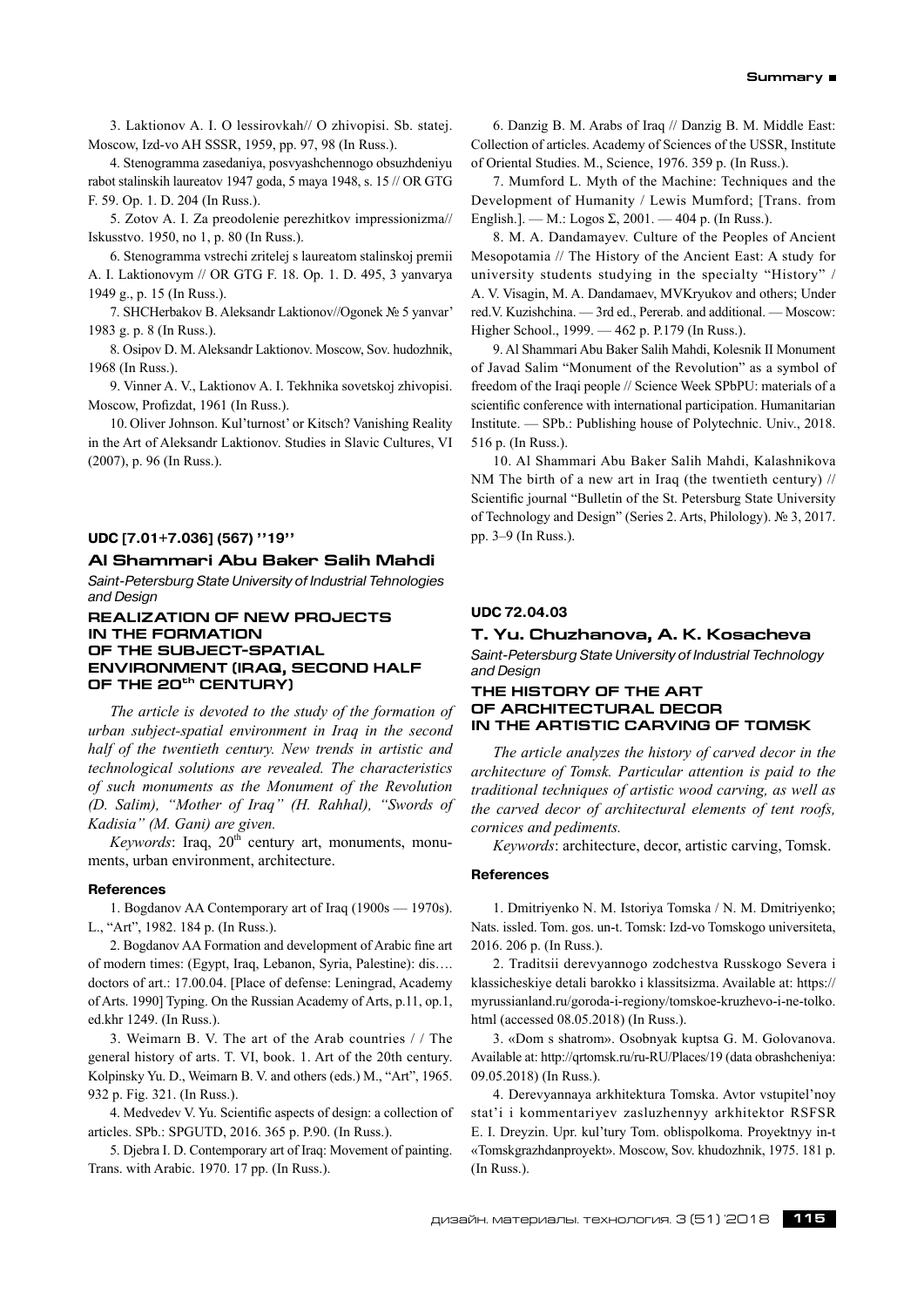3. Laktionov A. I. O lessirovkah// O zhivopisi. Sb. statej. Moscow, Izd-vo AH SSSR, 1959, pp. 97, 98 (In Russ.).

4. Stenogramma zasedaniya, posvyashchennogo obsuzhdeniyu rabot stalinskih laureatov 1947 goda, 5 maya 1948, s. 15 // OR GTG F. 59. Op. 1. D. 204 (In Russ.).

5. Zotov A. I. Za preodolenie perezhitkov impressionizma// Iskusstvo. 1950, no 1, p. 80 (In Russ.).

6. Stenogramma vstrechi zritelej s laureatom stalinskoj premii A. I. Laktionovym // OR GTG F. 18. Op. 1. D. 495, 3 yanvarya 1949 g., p. 15 (In Russ.).

7. SHCHerbakov B. Aleksandr Laktionov//Ogonek № 5 yanvar' 1983 g. p. 8 (In Russ.).

8. Osipov D. M. Aleksandr Laktionov. Moscow, Sov. hudozhnik, 1968 (In Russ.).

9. Vinner A. V., Laktionov A. I. Tekhnika sovetskoj zhivopisi. Moscow, Profizdat, 1961 (In Russ.).

10. Oliver Johnson. Kul'turnost' or Kitsch? Vanishing Reality in the Art of Aleksandr Laktionov. Studies in Slavic Cultures, VI (2007), p. 96 (In Russ.).

**UDC [7.01+7.036] (567) ''19''**

### Al Shammari Abu Baker Salih Mahdi

*Saint-Petersburg State University of Industrial Tehnologies and Design*

## REALIZATION OF NEW PROJECTS IN THE FORMATION OF THE SUBJECT-SPATIAL ENVIRONMENT (IRAQ, SECOND HALF OF THE 20th CENTURY)

*The article is devoted to the study of the formation of urban subject-spatial environment in Iraq in the second half of the twentieth century. New trends in artistic and technological solutions are revealed. The characteristics of such monuments as the Monument of the Revolution (D. Salim), "Mother of Iraq" (H. Rahhal), "Swords of Kadisia" (M. Gani) are given.*

*Keywords*: Iraq, 20th century art, monuments, monuments, urban environment, architecture.

#### References

1. Bogdanov AA Contemporary art of Iraq (1900s — 1970s). L., "Art", 1982. 184 p. (In Russ.).

2. Bogdanov AA Formation and development of Arabic fine art of modern times: (Egypt, Iraq, Lebanon, Syria, Palestine): dis…. doctors of art.: 17.00.04. [Place of defense: Leningrad, Academy of Arts. 1990] Typing. On the Russian Academy of Arts, p.11, op.1, ed.khr 1249. (In Russ.).

3. Weimarn B. V. The art of the Arab countries / / The general history of arts. T. VI, book. 1. Art of the 20th century. Kolpinsky Yu. D., Weimarn B. V. and others (eds.) M., "Art", 1965. 932 p. Fig. 321. (In Russ.).

4. Medvedev V. Yu. Scientific aspects of design: a collection of articles. SPb.: SPGUTD, 2016. 365 p. P.90. (In Russ.).

5. Djebra I. D. Contemporary art of Iraq: Movement of painting. Trans. with Arabic. 1970. 17 pp. (In Russ.).

6. Danzig B. M. Arabs of Iraq // Danzig B. M. Middle East: Collection of articles. Academy of Sciences of the USSR, Institute of Oriental Studies. M., Science, 1976. 359 p. (In Russ.).

7. Mumford L. Myth of the Machine: Techniques and the Development of Humanity / Lewis Mumford; [Trans. from English.]. — M.: Logos Σ, 2001. — 404 p. (In Russ.).

8. M. A. Dandamayev. Culture of the Peoples of Ancient Mesopotamia // The History of the Ancient East: A study for university students studying in the specialty "History" / A. V. Visagin, M. A. Dandamaev, MVKryukov and others; Under red.V. Kuzishchina. — 3rd ed., Pererab. and additional. — Moscow: Higher School., 1999. — 462 p. P.179 (In Russ.).

9. Al Shammari Abu Baker Salih Mahdi, Kolesnik II Monument of Javad Salim "Monument of the Revolution" as a symbol of freedom of the Iraqi people // Science Week SPbPU: materials of a scientific conference with international participation. Humanitarian Institute. — SPb.: Publishing house of Polytechnic. Univ., 2018. 516 p. (In Russ.).

10. Al Shammari Abu Baker Salih Mahdi, Kalashnikova NM The birth of a new art in Iraq (the twentieth century) // Scientific journal "Bulletin of the St. Petersburg State University of Technology and Design" (Series 2. Arts, Philology). № 3, 2017. pp. 3–9 (In Russ.).

**UDC 72.04.03**

### T. Yu. Chuzhanova, A. K. Kosacheva

*Saint-Petersburg State University of Industrial Technology and Design*

## THE HISTORY OF THE ART OF ARCHITECTURAL DECOR IN THE ARTISTIC CARVING OF TOMSK

*The article analyzes the history of carved decor in the architecture of Tomsk. Particular attention is paid to the traditional techniques of artistic wood carving, as well as the carved decor of architectural elements of tent roofs, cornices and pediments.*

*Keywords*: architecture, decor, artistic carving, Tomsk.

#### References

1. Dmitriyenko N. M. Istoriya Tomska / N. M. Dmitriyenko; Nats. issled. Tom. gos. un-t. Tomsk: Izd-vo Tomskogo universiteta, 2016. 206 p. (In Russ.).

2. Traditsii derevyannogo zodchestva Russkogo Severa i klassicheskiye detali barokko i klassitsizma. Available at: https://myrussianland.ru/goroda-i-regiony/tomskoe-kruzhevo-i-ne-tolko.html (accessed 08.05.2018) (In Russ.).

3. «Dom s shatrom». Osobnyak kuptsa G. M. Golovanova. Available at: http://qrtomsk.ru/ru-RU/Places/19 (data obrashcheniya: 09.05.2018) (In Russ.).

4. Derevyannaya arkhitektura Tomska. Avtor vstupitel'noy stat'i i kommentariyev zasluzhennyy arkhitektor RSFSR E. I. Dreyzin. Upr. kul'tury Tom. oblispolkoma. Proyektnyy in-t «Tomskgrazhdanproyekt». Moscow, Sov. khudozhnik, 1975. 181 p. (In Russ.).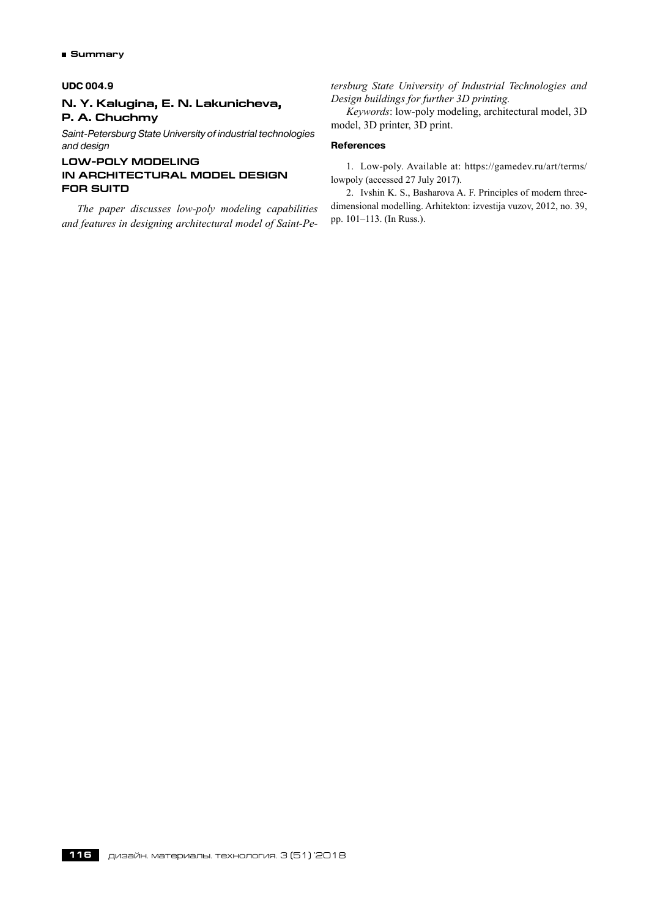**UDC 004.9**

## N. Y. Kalugina, E. N. Lakunicheva, P. A. Chuchmy

*Saint-Petersburg State University of industrial technologies and design*

### LOW-POLY MODELING IN ARCHITECTURAL MODEL DESIGN FOR SUITD

*The paper discusses low-poly modeling capabilities and features in designing architectural model of Saint-Petersburg State University of Industrial Technologies and Design buildings for further 3D printing.*

*Keywords*: low-poly modeling, architectural model, 3D model, 3D printer, 3D print.

#### References

1. Low-poly. Available at: https://gamedev.ru/art/terms/lowpoly (accessed 27 July 2017).
2. Ivshin K. S., Basharova A. F. Principles of modern three-dimensional modelling. Arhitekton: izvestija vuzov, 2012, no. 39, pp. 101–113. (In Russ.).